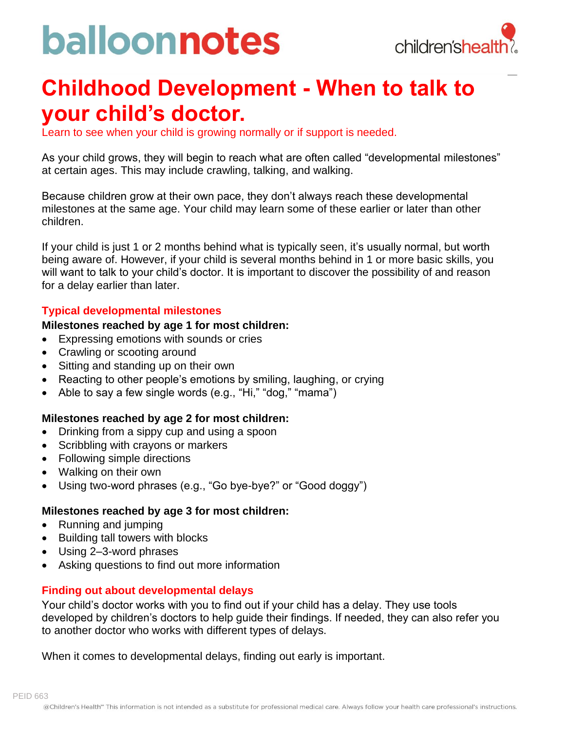# Childhood Development - When to talk to your child's doctor.

Learn to see when your child is growing normally or if support is needed.

As your child grows, they will begin to reach what are often called "developmental milestones" at certain ages. This may include crawling, talking, and walking.

Because children grow at their own pace, they don't always reach these developmental milestones at the same age. Your child may learn some of these earlier or later than other children.

If your child is just 1 or 2 months behind what is typically seen, it's usually normal, but worth being aware of. However, if your child is several months behind in 1 or more basic skills, you will want to talk to your child's doctor. It is important to discover the possibility of and reason for a delay earlier than later.

## Typical developmental milestones

**Milestones reached by age 1 for most children:**

- Expressing emotions with sounds or cries
- Crawling or scooting around
- Sitting and standing up on their own
- Reacting to other people's emotions by smiling, laughing, or crying
- Able to say a few single words (e.g., "Hi," "dog," "mama")

**Milestones reached by age 2 for most children:**

- Drinking from a sippy cup and using a spoon
- Scribbling with crayons or markers
- Following simple directions
- Walking on their own
- Using two-word phrases (e.g., "Go bye-bye?" or "Good doggy")

**Milestones reached by age 3 for most children:**

- Running and jumping
- Building tall towers with blocks
- Using 2–3-word phrases
- Asking questions to find out more information

## Finding out about developmental delays

Your child's doctor works with you to find out if your child has a delay. They use tools developed by children's doctors to help guide their findings. If needed, they can also refer you to another doctor who works with different types of delays.

When it comes to developmental delays, finding out early is important.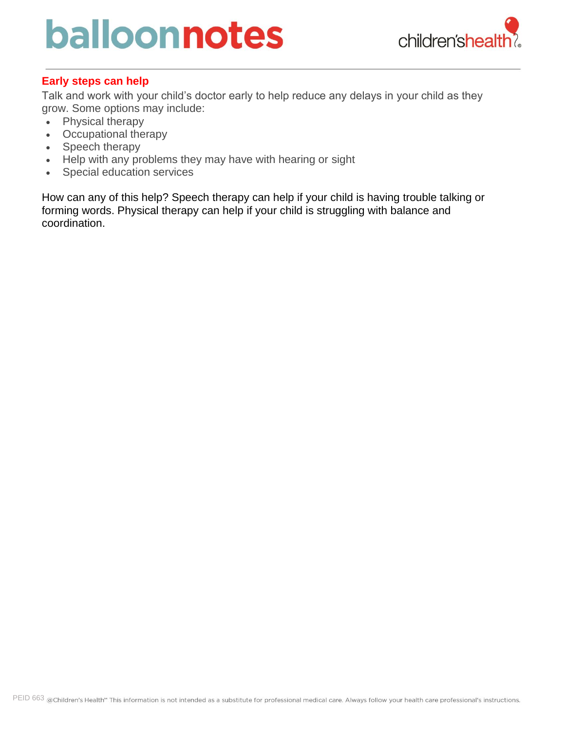## Early steps can help

Talk and work with your child's doctor early to help reduce any delays in your child as they grow. Some options may include:

- Physical therapy
- Occupational therapy
- Speech therapy
- Help with any problems they may have with hearing or sight
- Special education services

How can any of this help? Speech therapy can help if your child is having trouble talking or forming words. Physical therapy can help if your child is struggling with balance and coordination.